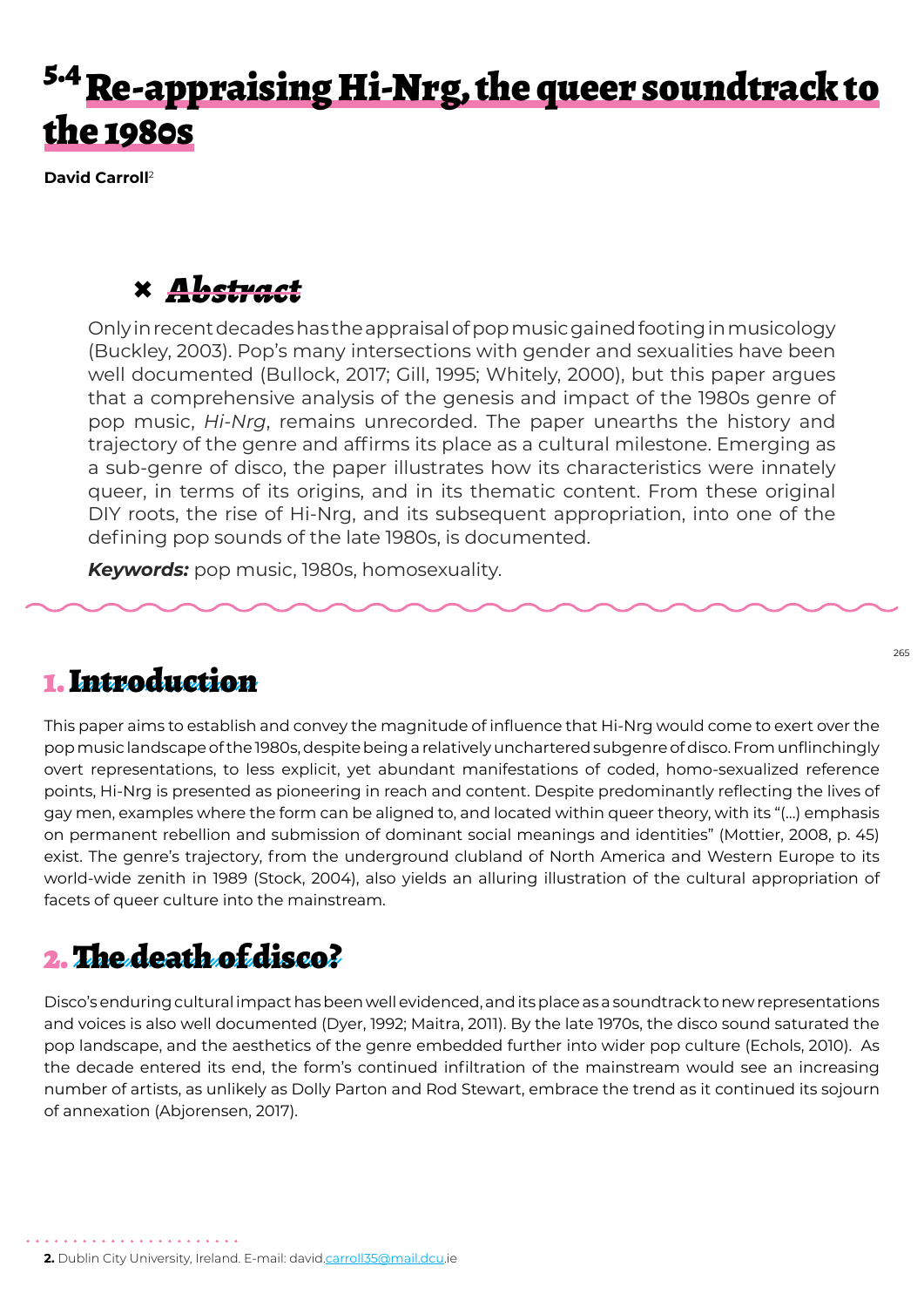# 5.4 Re-appraising Hi-Nrg, the queer soundtrack to the 1980s

**David Carroll**[2]

## Abstract

Only in recent decades has the appraisal of pop music gained footing in musicology (Buckley, 2003). Pop's many intersections with gender and sexualities have been well documented (Bullock, 2017; Gill, 1995; Whitely, 2000), but this paper argues that a comprehensive analysis of the genesis and impact of the 1980s genre of pop music, *Hi-Nrg*, remains unrecorded. The paper unearths the history and trajectory of the genre and affirms its place as a cultural milestone. Emerging as a sub-genre of disco, the paper illustrates how its characteristics were innately queer, in terms of its origins, and in its thematic content. From these original DIY roots, the rise of Hi-Nrg, and its subsequent appropriation, into one of the defining pop sounds of the late 1980s, is documented.

***Keywords:*** pop music, 1980s, homosexuality.

## 1. Introduction

This paper aims to establish and convey the magnitude of influence that Hi-Nrg would come to exert over the pop music landscape of the 1980s, despite being a relatively unchartered subgenre of disco. From unflinchingly overt representations, to less explicit, yet abundant manifestations of coded, homo-sexualized reference points, Hi-Nrg is presented as pioneering in reach and content. Despite predominantly reflecting the lives of gay men, examples where the form can be aligned to, and located within queer theory, with its "(…) emphasis on permanent rebellion and submission of dominant social meanings and identities" (Mottier, 2008, p. 45) exist. The genre's trajectory, from the underground clubland of North America and Western Europe to its world-wide zenith in 1989 (Stock, 2004), also yields an alluring illustration of the cultural appropriation of facets of queer culture into the mainstream.

## 2. The death of disco?

Disco's enduring cultural impact has been well evidenced, and its place as a soundtrack to new representations and voices is also well documented (Dyer, 1992; Maitra, 2011). By the late 1970s, the disco sound saturated the pop landscape, and the aesthetics of the genre embedded further into wider pop culture (Echols, 2010). As the decade entered its end, the form's continued infiltration of the mainstream would see an increasing number of artists, as unlikely as Dolly Parton and Rod Stewart, embrace the trend as it continued its sojourn of annexation (Abjorensen, 2017).

**2.** Dublin City University, Ireland. E-mail: david.carroll35@mail.dcu.ie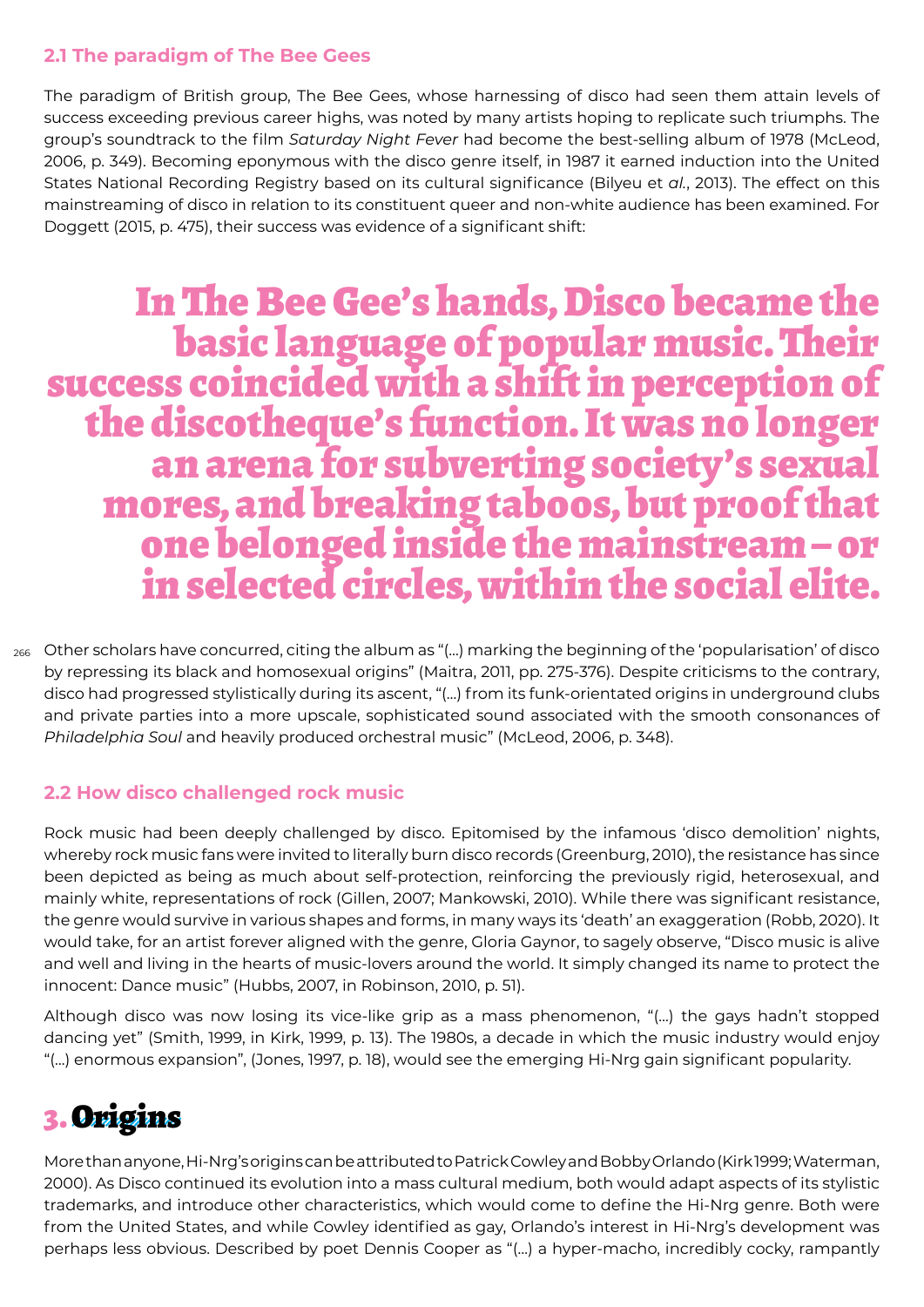## 2.1 The paradigm of The Bee Gees

The paradigm of British group, The Bee Gees, whose harnessing of disco had seen them attain levels of success exceeding previous career highs, was noted by many artists hoping to replicate such triumphs. The group's soundtrack to the film *Saturday Night Fever* had become the best-selling album of 1978 (McLeod, 2006, p. 349). Becoming eponymous with the disco genre itself, in 1987 it earned induction into the United States National Recording Registry based on its cultural significance (Bilyeu et *al.*, 2013). The effect on this mainstreaming of disco in relation to its constituent queer and non-white audience has been examined. For Doggett (2015, p. 475), their success was evidence of a significant shift:

> **In The Bee Gee's hands, Disco became the basic language of popular music. Their success coincided with a shift in perception of the discotheque's function. It was no longer an arena for subverting society's sexual mores, and breaking taboos, but proof that one belonged inside the mainstream – or in selected circles, within the social elite.**

Other scholars have concurred, citing the album as "(...) marking the beginning of the 'popularisation' of disco by repressing its black and homosexual origins" (Maitra, 2011, pp. 275-376). Despite criticisms to the contrary, disco had progressed stylistically during its ascent, "(...) from its funk-orientated origins in underground clubs and private parties into a more upscale, sophisticated sound associated with the smooth consonances of *Philadelphia Soul* and heavily produced orchestral music" (McLeod, 2006, p. 348).

## 2.2 How disco challenged rock music

Rock music had been deeply challenged by disco. Epitomised by the infamous 'disco demolition' nights, whereby rock music fans were invited to literally burn disco records (Greenburg, 2010), the resistance has since been depicted as being as much about self-protection, reinforcing the previously rigid, heterosexual, and mainly white, representations of rock (Gillen, 2007; Mankowski, 2010). While there was significant resistance, the genre would survive in various shapes and forms, in many ways its 'death' an exaggeration (Robb, 2020). It would take, for an artist forever aligned with the genre, Gloria Gaynor, to sagely observe, "Disco music is alive and well and living in the hearts of music-lovers around the world. It simply changed its name to protect the innocent: Dance music" (Hubbs, 2007, in Robinson, 2010, p. 51).

Although disco was now losing its vice-like grip as a mass phenomenon, "(...) the gays hadn't stopped dancing yet" (Smith, 1999, in Kirk, 1999, p. 13). The 1980s, a decade in which the music industry would enjoy "(...) enormous expansion", (Jones, 1997, p. 18), would see the emerging Hi-Nrg gain significant popularity.

# 3. Origins

More than anyone, Hi-Nrg's origins can be attributed to Patrick Cowley and Bobby Orlando (Kirk 1999; Waterman, 2000). As Disco continued its evolution into a mass cultural medium, both would adapt aspects of its stylistic trademarks, and introduce other characteristics, which would come to define the Hi-Nrg genre. Both were from the United States, and while Cowley identified as gay, Orlando's interest in Hi-Nrg's development was perhaps less obvious. Described by poet Dennis Cooper as "(...) a hyper-macho, incredibly cocky, rampantly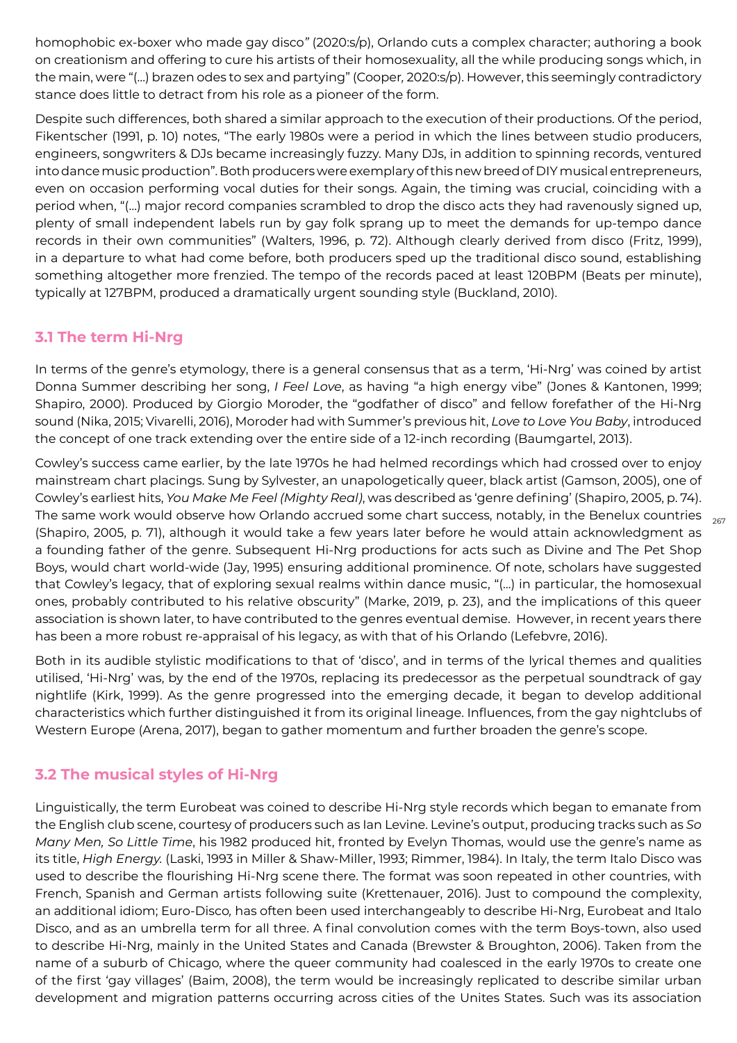homophobic ex-boxer who made gay disco" (2020:s/p), Orlando cuts a complex character; authoring a book on creationism and offering to cure his artists of their homosexuality, all the while producing songs which, in the main, were "(…) brazen odes to sex and partying" (Cooper, 2020:s/p). However, this seemingly contradictory stance does little to detract from his role as a pioneer of the form.

Despite such differences, both shared a similar approach to the execution of their productions. Of the period, Fikentscher (1991, p. 10) notes, "The early 1980s were a period in which the lines between studio producers, engineers, songwriters & DJs became increasingly fuzzy. Many DJs, in addition to spinning records, ventured into dance music production". Both producers were exemplary of this new breed of DIY musical entrepreneurs, even on occasion performing vocal duties for their songs. Again, the timing was crucial, coinciding with a period when, "(…) major record companies scrambled to drop the disco acts they had ravenously signed up, plenty of small independent labels run by gay folk sprang up to meet the demands for up-tempo dance records in their own communities" (Walters, 1996, p. 72). Although clearly derived from disco (Fritz, 1999), in a departure to what had come before, both producers sped up the traditional disco sound, establishing something altogether more frenzied. The tempo of the records paced at least 120BPM (Beats per minute), typically at 127BPM, produced a dramatically urgent sounding style (Buckland, 2010).

## 3.1 The term Hi-Nrg

In terms of the genre's etymology, there is a general consensus that as a term, 'Hi-Nrg' was coined by artist Donna Summer describing her song, *I Feel Love*, as having "a high energy vibe" (Jones & Kantonen, 1999; Shapiro, 2000). Produced by Giorgio Moroder, the "godfather of disco" and fellow forefather of the Hi-Nrg sound (Nika, 2015; Vivarelli, 2016), Moroder had with Summer's previous hit, *Love to Love You Baby*, introduced the concept of one track extending over the entire side of a 12-inch recording (Baumgartel, 2013).

Cowley's success came earlier, by the late 1970s he had helmed recordings which had crossed over to enjoy mainstream chart placings. Sung by Sylvester, an unapologetically queer, black artist (Gamson, 2005), one of Cowley's earliest hits, *You Make Me Feel (Mighty Real)*, was described as 'genre defining' (Shapiro, 2005, p. 74). The same work would observe how Orlando accrued some chart success, notably, in the Benelux countries (Shapiro, 2005, p. 71), although it would take a few years later before he would attain acknowledgment as a founding father of the genre. Subsequent Hi-Nrg productions for acts such as Divine and The Pet Shop Boys, would chart world-wide (Jay, 1995) ensuring additional prominence. Of note, scholars have suggested that Cowley's legacy, that of exploring sexual realms within dance music, "(…) in particular, the homosexual ones, probably contributed to his relative obscurity" (Marke, 2019, p. 23), and the implications of this queer association is shown later, to have contributed to the genres eventual demise. However, in recent years there has been a more robust re-appraisal of his legacy, as with that of his Orlando (Lefebvre, 2016).

Both in its audible stylistic modifications to that of 'disco', and in terms of the lyrical themes and qualities utilised, 'Hi-Nrg' was, by the end of the 1970s, replacing its predecessor as the perpetual soundtrack of gay nightlife (Kirk, 1999). As the genre progressed into the emerging decade, it began to develop additional characteristics which further distinguished it from its original lineage. Influences, from the gay nightclubs of Western Europe (Arena, 2017), began to gather momentum and further broaden the genre's scope.

## 3.2 The musical styles of Hi-Nrg

Linguistically, the term Eurobeat was coined to describe Hi-Nrg style records which began to emanate from the English club scene, courtesy of producers such as Ian Levine. Levine's output, producing tracks such as *So Many Men, So Little Time*, his 1982 produced hit, fronted by Evelyn Thomas, would use the genre's name as its title, *High Energy.* (Laski, 1993 in Miller & Shaw-Miller, 1993; Rimmer, 1984). In Italy, the term Italo Disco was used to describe the flourishing Hi-Nrg scene there. The format was soon repeated in other countries, with French, Spanish and German artists following suite (Krettenauer, 2016). Just to compound the complexity, an additional idiom; Euro-Disco, has often been used interchangeably to describe Hi-Nrg, Eurobeat and Italo Disco, and as an umbrella term for all three. A final convolution comes with the term Boys-town, also used to describe Hi-Nrg, mainly in the United States and Canada (Brewster & Broughton, 2006). Taken from the name of a suburb of Chicago, where the queer community had coalesced in the early 1970s to create one of the first 'gay villages' (Baim, 2008), the term would be increasingly replicated to describe similar urban development and migration patterns occurring across cities of the Unites States. Such was its association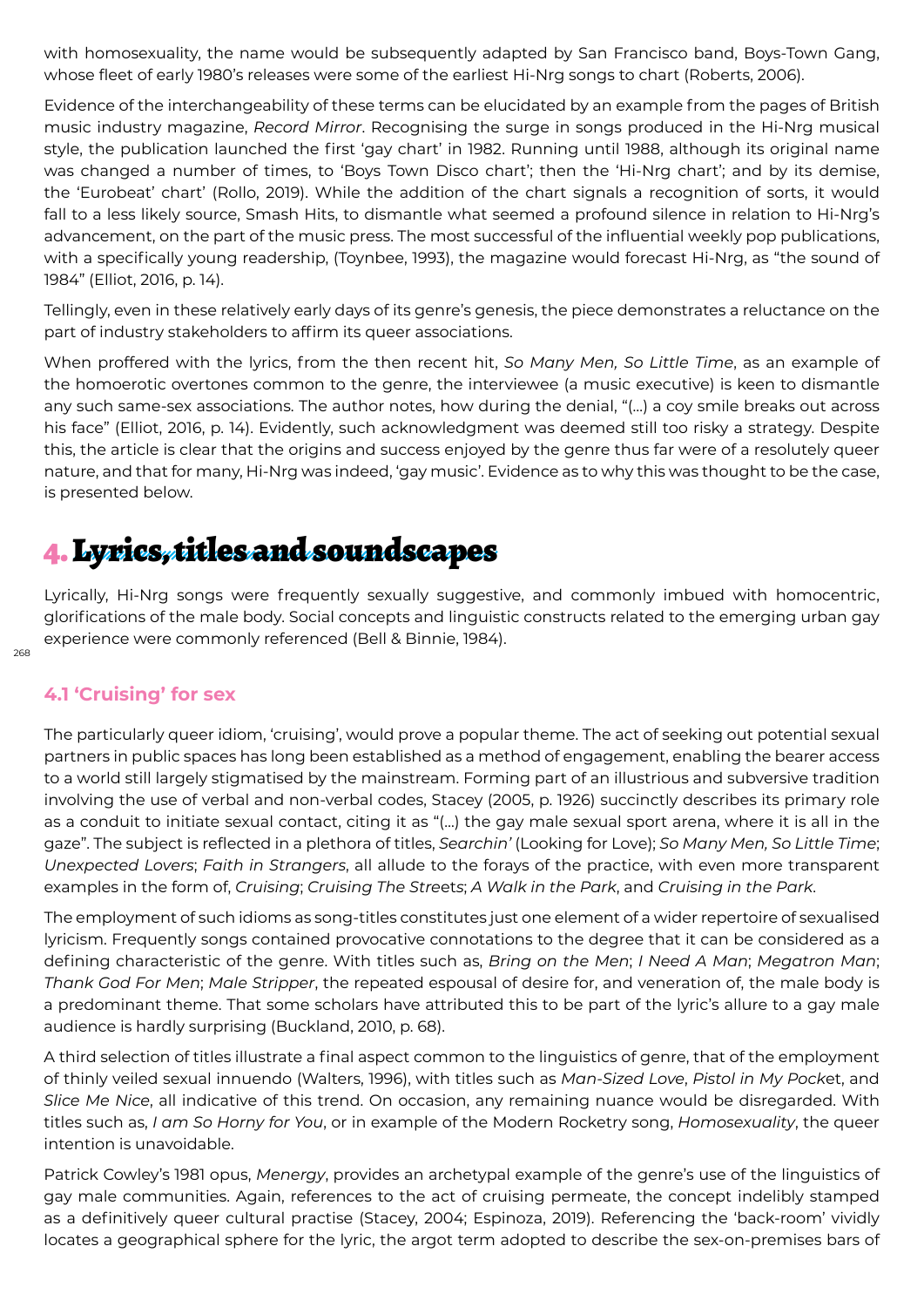with homosexuality, the name would be subsequently adapted by San Francisco band, Boys-Town Gang, whose fleet of early 1980's releases were some of the earliest Hi-Nrg songs to chart (Roberts, 2006).

Evidence of the interchangeability of these terms can be elucidated by an example from the pages of British music industry magazine, *Record Mirror*. Recognising the surge in songs produced in the Hi-Nrg musical style, the publication launched the first 'gay chart' in 1982. Running until 1988, although its original name was changed a number of times, to 'Boys Town Disco chart'; then the 'Hi-Nrg chart'; and by its demise, the 'Eurobeat' chart' (Rollo, 2019). While the addition of the chart signals a recognition of sorts, it would fall to a less likely source, Smash Hits, to dismantle what seemed a profound silence in relation to Hi-Nrg's advancement, on the part of the music press. The most successful of the influential weekly pop publications, with a specifically young readership, (Toynbee, 1993), the magazine would forecast Hi-Nrg, as "the sound of 1984" (Elliot, 2016, p. 14).

Tellingly, even in these relatively early days of its genre's genesis, the piece demonstrates a reluctance on the part of industry stakeholders to affirm its queer associations.

When proffered with the lyrics, from the then recent hit, *So Many Men, So Little Time*, as an example of the homoerotic overtones common to the genre, the interviewee (a music executive) is keen to dismantle any such same-sex associations. The author notes, how during the denial, "(...) a coy smile breaks out across his face" (Elliot, 2016, p. 14). Evidently, such acknowledgment was deemed still too risky a strategy. Despite this, the article is clear that the origins and success enjoyed by the genre thus far were of a resolutely queer nature, and that for many, Hi-Nrg was indeed, 'gay music'. Evidence as to why this was thought to be the case, is presented below.

# 4. Lyrics, titles and soundscapes

Lyrically, Hi-Nrg songs were frequently sexually suggestive, and commonly imbued with homocentric, glorifications of the male body. Social concepts and linguistic constructs related to the emerging urban gay experience were commonly referenced (Bell & Binnie, 1984).

## 4.1 'Cruising' for sex

The particularly queer idiom, 'cruising', would prove a popular theme. The act of seeking out potential sexual partners in public spaces has long been established as a method of engagement, enabling the bearer access to a world still largely stigmatised by the mainstream. Forming part of an illustrious and subversive tradition involving the use of verbal and non-verbal codes, Stacey (2005, p. 1926) succinctly describes its primary role as a conduit to initiate sexual contact, citing it as "(...) the gay male sexual sport arena, where it is all in the gaze". The subject is reflected in a plethora of titles, *Searchin'* (Looking for Love); *So Many Men, So Little Time*; *Unexpected Lovers*; *Faith in Strangers*, all allude to the forays of the practice, with even more transparent examples in the form of, *Cruising*; *Cruising The Streets*; *A Walk in the Park*, and *Cruising in the Park*.

The employment of such idioms as song-titles constitutes just one element of a wider repertoire of sexualised lyricism. Frequently songs contained provocative connotations to the degree that it can be considered as a defining characteristic of the genre. With titles such as, *Bring on the Men*; *I Need A Man*; *Megatron Man*; *Thank God For Men*; *Male Stripper*, the repeated espousal of desire for, and veneration of, the male body is a predominant theme. That some scholars have attributed this to be part of the lyric's allure to a gay male audience is hardly surprising (Buckland, 2010, p. 68).

A third selection of titles illustrate a final aspect common to the linguistics of genre, that of the employment of thinly veiled sexual innuendo (Walters, 1996), with titles such as *Man-Sized Love*, *Pistol in My Pocket*, and *Slice Me Nice*, all indicative of this trend. On occasion, any remaining nuance would be disregarded. With titles such as, *I am So Horny for You*, or in example of the Modern Rocketry song, *Homosexuality*, the queer intention is unavoidable.

Patrick Cowley's 1981 opus, *Menergy*, provides an archetypal example of the genre's use of the linguistics of gay male communities. Again, references to the act of cruising permeate, the concept indelibly stamped as a definitively queer cultural practise (Stacey, 2004; Espinoza, 2019). Referencing the 'back-room' vividly locates a geographical sphere for the lyric, the argot term adopted to describe the sex-on-premises bars of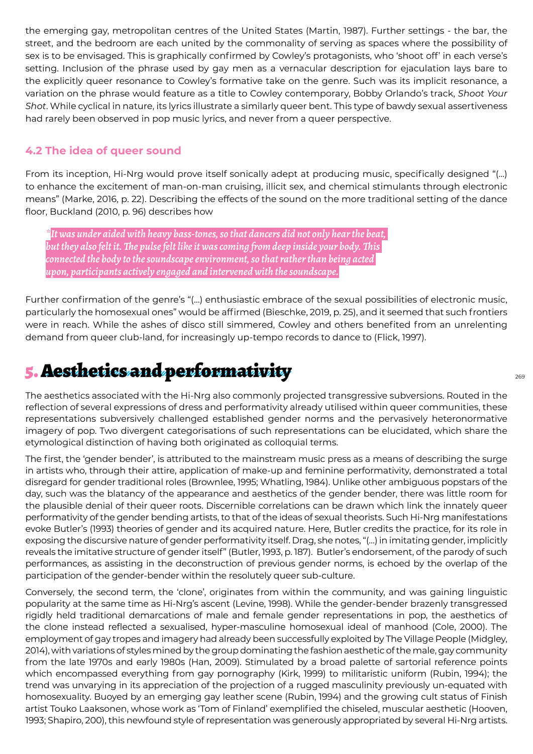the emerging gay, metropolitan centres of the United States (Martin, 1987). Further settings - the bar, the street, and the bedroom are each united by the commonality of serving as spaces where the possibility of sex is to be envisaged. This is graphically confirmed by Cowley's protagonists, who 'shoot off' in each verse's setting. Inclusion of the phrase used by gay men as a vernacular description for ejaculation lays bare to the explicitly queer resonance to Cowley's formative take on the genre. Such was its implicit resonance, a variation on the phrase would feature as a title to Cowley contemporary, Bobby Orlando's track, *Shoot Your Shot*. While cyclical in nature, its lyrics illustrate a similarly queer bent. This type of bawdy sexual assertiveness had rarely been observed in pop music lyrics, and never from a queer perspective.

### 4.2 The idea of queer sound

From its inception, Hi-Nrg would prove itself sonically adept at producing music, specifically designed "(...) to enhance the excitement of man-on-man cruising, illicit sex, and chemical stimulants through electronic means" (Marke, 2016, p. 22). Describing the effects of the sound on the more traditional setting of the dance floor, Buckland (2010, p. 96) describes how

> *"It was under aided with heavy bass-tones, so that dancers did not only hear the beat, but they also felt it. The pulse felt like it was coming from deep inside your body. This connected the body to the soundscape environment, so that rather than being acted upon, participants actively engaged and intervened with the soundscape.*

Further confirmation of the genre's "(...) enthusiastic embrace of the sexual possibilities of electronic music, particularly the homosexual ones" would be affirmed (Bieschke, 2019, p. 25), and it seemed that such frontiers were in reach. While the ashes of disco still simmered, Cowley and others benefited from an unrelenting demand from queer club-land, for increasingly up-tempo records to dance to (Flick, 1997).

## 5. Aesthetics and performativity

The aesthetics associated with the Hi-Nrg also commonly projected transgressive subversions. Routed in the reflection of several expressions of dress and performativity already utilised within queer communities, these representations subversively challenged established gender norms and the pervasively heteronormative imagery of pop. Two divergent categorisations of such representations can be elucidated, which share the etymological distinction of having both originated as colloquial terms.

The first, the 'gender bender', is attributed to the mainstream music press as a means of describing the surge in artists who, through their attire, application of make-up and feminine performativity, demonstrated a total disregard for gender traditional roles (Brownlee, 1995; Whatling, 1984). Unlike other ambiguous popstars of the day, such was the blatancy of the appearance and aesthetics of the gender bender, there was little room for the plausible denial of their queer roots. Discernible correlations can be drawn which link the innately queer performativity of the gender bending artists, to that of the ideas of sexual theorists. Such Hi-Nrg manifestations evoke Butler's (1993) theories of gender and its acquired nature. Here, Butler credits the practice, for its role in exposing the discursive nature of gender performativity itself. Drag, she notes, "(...) in imitating gender, implicitly reveals the imitative structure of gender itself" (Butler, 1993, p. 187). Butler's endorsement, of the parody of such performances, as assisting in the deconstruction of previous gender norms, is echoed by the overlap of the participation of the gender-bender within the resolutely queer sub-culture.

Conversely, the second term, the 'clone', originates from within the community, and was gaining linguistic popularity at the same time as Hi-Nrg's ascent (Levine, 1998). While the gender-bender brazenly transgressed rigidly held traditional demarcations of male and female gender representations in pop, the aesthetics of the clone instead reflected a sexualised, hyper-masculine homosexual ideal of manhood (Cole, 2000). The employment of gay tropes and imagery had already been successfully exploited by The Village People (Midgley, 2014), with variations of styles mined by the group dominating the fashion aesthetic of the male, gay community from the late 1970s and early 1980s (Han, 2009). Stimulated by a broad palette of sartorial reference points which encompassed everything from gay pornography (Kirk, 1999) to militaristic uniform (Rubin, 1994); the trend was unvarying in its appreciation of the projection of a rugged masculinity previously un-equated with homosexuality. Buoyed by an emerging gay leather scene (Rubin, 1994) and the growing cult status of Finish artist Touko Laaksonen, whose work as 'Tom of Finland' exemplified the chiseled, muscular aesthetic (Hooven, 1993; Shapiro, 200), this newfound style of representation was generously appropriated by several Hi-Nrg artists.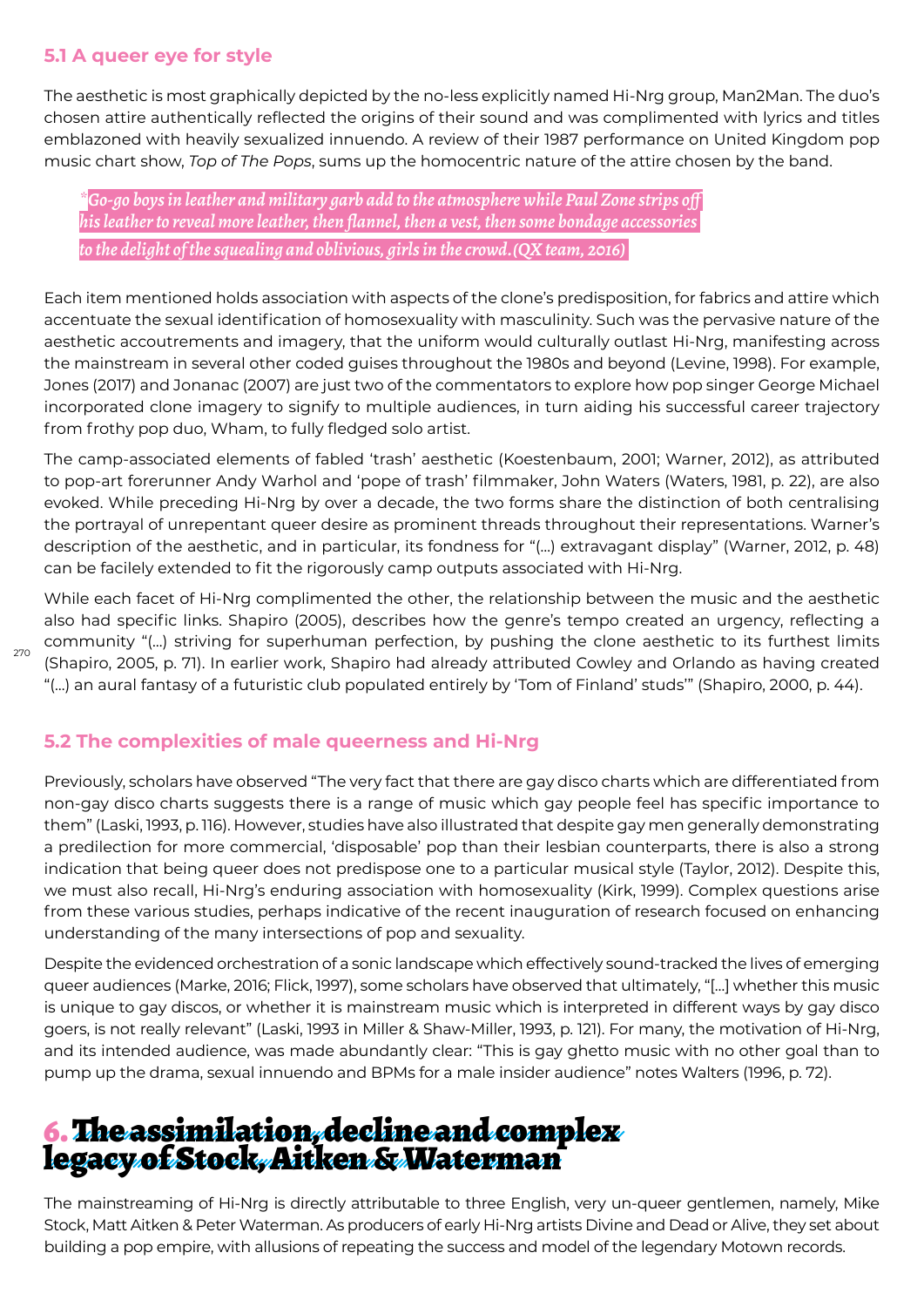### 5.1 A queer eye for style

The aesthetic is most graphically depicted by the no-less explicitly named Hi-Nrg group, Man2Man. The duo's chosen attire authentically reflected the origins of their sound and was complimented with lyrics and titles emblazoned with heavily sexualized innuendo. A review of their 1987 performance on United Kingdom pop music chart show, *Top of The Pops*, sums up the homocentric nature of the attire chosen by the band.

> *"Go-go boys in leather and military garb add to the atmosphere while Paul Zone strips off his leather to reveal more leather, then flannel, then a vest, then some bondage accessories to the delight of the squealing and oblivious, girls in the crowd. (QX team, 2016)*

Each item mentioned holds association with aspects of the clone's predisposition, for fabrics and attire which accentuate the sexual identification of homosexuality with masculinity. Such was the pervasive nature of the aesthetic accoutrements and imagery, that the uniform would culturally outlast Hi-Nrg, manifesting across the mainstream in several other coded guises throughout the 1980s and beyond (Levine, 1998). For example, Jones (2017) and Jonanac (2007) are just two of the commentators to explore how pop singer George Michael incorporated clone imagery to signify to multiple audiences, in turn aiding his successful career trajectory from frothy pop duo, Wham, to fully fledged solo artist.

The camp-associated elements of fabled 'trash' aesthetic (Koestenbaum, 2001; Warner, 2012), as attributed to pop-art forerunner Andy Warhol and 'pope of trash' filmmaker, John Waters (Waters, 1981, p. 22), are also evoked. While preceding Hi-Nrg by over a decade, the two forms share the distinction of both centralising the portrayal of unrepentant queer desire as prominent threads throughout their representations. Warner's description of the aesthetic, and in particular, its fondness for "(...) extravagant display" (Warner, 2012, p. 48) can be facilely extended to fit the rigorously camp outputs associated with Hi-Nrg.

While each facet of Hi-Nrg complimented the other, the relationship between the music and the aesthetic also had specific links. Shapiro (2005), describes how the genre's tempo created an urgency, reflecting a community "(...) striving for superhuman perfection, by pushing the clone aesthetic to its furthest limits (Shapiro, 2005, p. 71). In earlier work, Shapiro had already attributed Cowley and Orlando as having created "(...) an aural fantasy of a futuristic club populated entirely by 'Tom of Finland' studs'" (Shapiro, 2000, p. 44).

### 5.2 The complexities of male queerness and Hi-Nrg

Previously, scholars have observed "The very fact that there are gay disco charts which are differentiated from non-gay disco charts suggests there is a range of music which gay people feel has specific importance to them" (Laski, 1993, p. 116). However, studies have also illustrated that despite gay men generally demonstrating a predilection for more commercial, 'disposable' pop than their lesbian counterparts, there is also a strong indication that being queer does not predispose one to a particular musical style (Taylor, 2012). Despite this, we must also recall, Hi-Nrg's enduring association with homosexuality (Kirk, 1999). Complex questions arise from these various studies, perhaps indicative of the recent inauguration of research focused on enhancing understanding of the many intersections of pop and sexuality.

Despite the evidenced orchestration of a sonic landscape which effectively sound-tracked the lives of emerging queer audiences (Marke, 2016; Flick, 1997), some scholars have observed that ultimately, "[...] whether this music is unique to gay discos, or whether it is mainstream music which is interpreted in different ways by gay disco goers, is not really relevant" (Laski, 1993 in Miller & Shaw-Miller, 1993, p. 121). For many, the motivation of Hi-Nrg, and its intended audience, was made abundantly clear: "This is gay ghetto music with no other goal than to pump up the drama, sexual innuendo and BPMs for a male insider audience" notes Walters (1996, p. 72).

## 6. The assimilation, decline and complex legacy of Stock, Aitken & Waterman

The mainstreaming of Hi-Nrg is directly attributable to three English, very un-queer gentlemen, namely, Mike Stock, Matt Aitken & Peter Waterman. As producers of early Hi-Nrg artists Divine and Dead or Alive, they set about building a pop empire, with allusions of repeating the success and model of the legendary Motown records.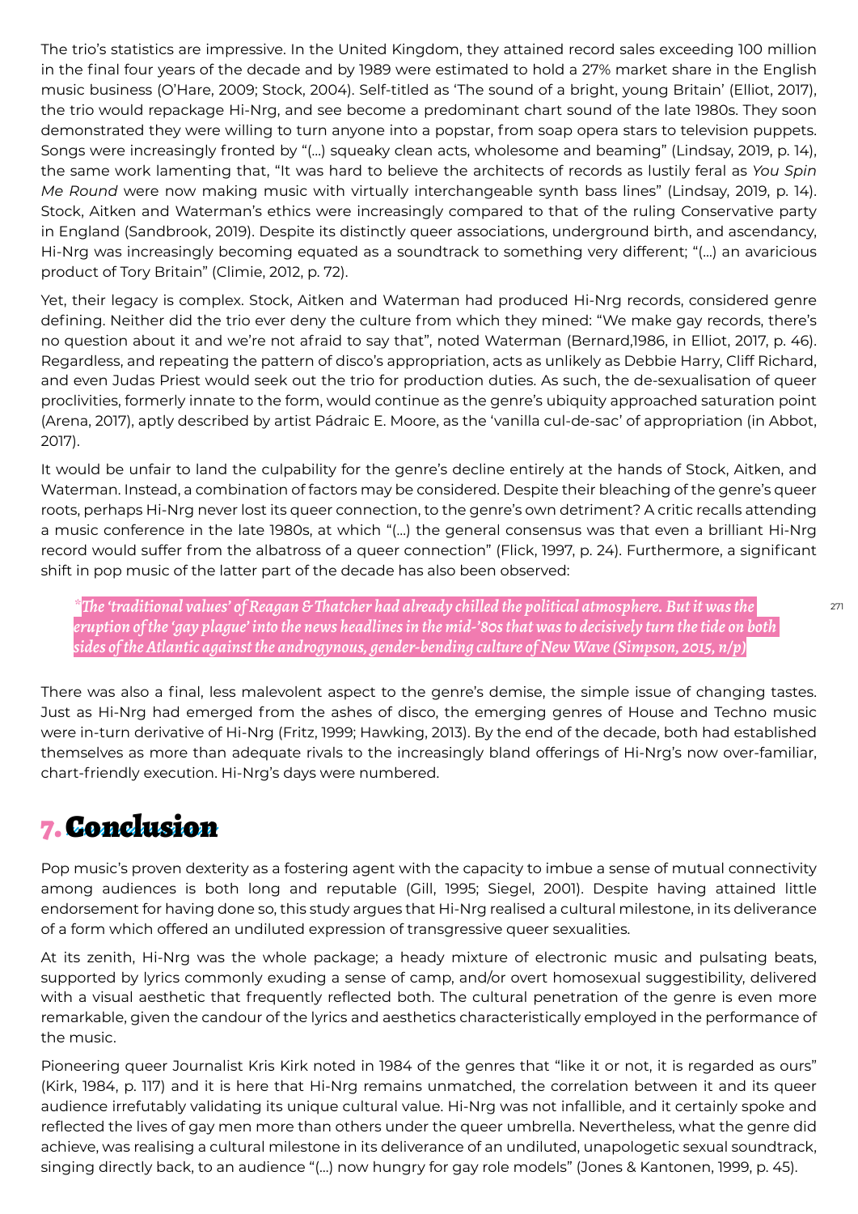The trio's statistics are impressive. In the United Kingdom, they attained record sales exceeding 100 million in the final four years of the decade and by 1989 were estimated to hold a 27% market share in the English music business (O'Hare, 2009; Stock, 2004). Self-titled as 'The sound of a bright, young Britain' (Elliot, 2017), the trio would repackage Hi-Nrg, and see become a predominant chart sound of the late 1980s. They soon demonstrated they were willing to turn anyone into a popstar, from soap opera stars to television puppets. Songs were increasingly fronted by "(...) squeaky clean acts, wholesome and beaming" (Lindsay, 2019, p. 14), the same work lamenting that, "It was hard to believe the architects of records as lustily feral as *You Spin Me Round* were now making music with virtually interchangeable synth bass lines" (Lindsay, 2019, p. 14). Stock, Aitken and Waterman's ethics were increasingly compared to that of the ruling Conservative party in England (Sandbrook, 2019). Despite its distinctly queer associations, underground birth, and ascendancy, Hi-Nrg was increasingly becoming equated as a soundtrack to something very different; "(...) an avaricious product of Tory Britain" (Climie, 2012, p. 72).

Yet, their legacy is complex. Stock, Aitken and Waterman had produced Hi-Nrg records, considered genre defining. Neither did the trio ever deny the culture from which they mined: "We make gay records, there's no question about it and we're not afraid to say that", noted Waterman (Bernard,1986, in Elliot, 2017, p. 46). Regardless, and repeating the pattern of disco's appropriation, acts as unlikely as Debbie Harry, Cliff Richard, and even Judas Priest would seek out the trio for production duties. As such, the de-sexualisation of queer proclivities, formerly innate to the form, would continue as the genre's ubiquity approached saturation point (Arena, 2017), aptly described by artist Pádraic E. Moore, as the 'vanilla cul-de-sac' of appropriation (in Abbot, 2017).

It would be unfair to land the culpability for the genre's decline entirely at the hands of Stock, Aitken, and Waterman. Instead, a combination of factors may be considered. Despite their bleaching of the genre's queer roots, perhaps Hi-Nrg never lost its queer connection, to the genre's own detriment? A critic recalls attending a music conference in the late 1980s, at which "(...) the general consensus was that even a brilliant Hi-Nrg record would suffer from the albatross of a queer connection" (Flick, 1997, p. 24). Furthermore, a significant shift in pop music of the latter part of the decade has also been observed:

> *"The 'traditional values' of Reagan & Thatcher had already chilled the political atmosphere. But it was the eruption of the 'gay plague' into the news headlines in the mid-'80s that was to decisively turn the tide on both sides of the Atlantic against the androgynous, gender-bending culture of New Wave (Simpson, 2015, n/p)*

There was also a final, less malevolent aspect to the genre's demise, the simple issue of changing tastes. Just as Hi-Nrg had emerged from the ashes of disco, the emerging genres of House and Techno music were in-turn derivative of Hi-Nrg (Fritz, 1999; Hawking, 2013). By the end of the decade, both had established themselves as more than adequate rivals to the increasingly bland offerings of Hi-Nrg's now over-familiar, chart-friendly execution. Hi-Nrg's days were numbered.

# 7. Conclusion

Pop music's proven dexterity as a fostering agent with the capacity to imbue a sense of mutual connectivity among audiences is both long and reputable (Gill, 1995; Siegel, 2001). Despite having attained little endorsement for having done so, this study argues that Hi-Nrg realised a cultural milestone, in its deliverance of a form which offered an undiluted expression of transgressive queer sexualities.

At its zenith, Hi-Nrg was the whole package; a heady mixture of electronic music and pulsating beats, supported by lyrics commonly exuding a sense of camp, and/or overt homosexual suggestibility, delivered with a visual aesthetic that frequently reflected both. The cultural penetration of the genre is even more remarkable, given the candour of the lyrics and aesthetics characteristically employed in the performance of the music.

Pioneering queer Journalist Kris Kirk noted in 1984 of the genres that "like it or not, it is regarded as ours" (Kirk, 1984, p. 117) and it is here that Hi-Nrg remains unmatched, the correlation between it and its queer audience irrefutably validating its unique cultural value. Hi-Nrg was not infallible, and it certainly spoke and reflected the lives of gay men more than others under the queer umbrella. Nevertheless, what the genre did achieve, was realising a cultural milestone in its deliverance of an undiluted, unapologetic sexual soundtrack, singing directly back, to an audience "(...) now hungry for gay role models" (Jones & Kantonen, 1999, p. 45).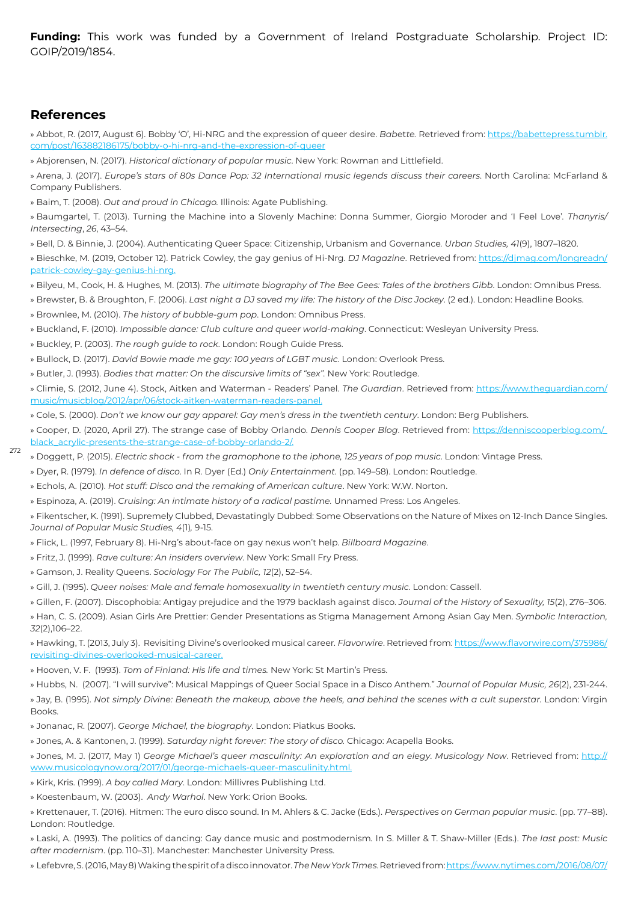**Funding:** This work was funded by a Government of Ireland Postgraduate Scholarship. Project ID: GOIP/2019/1854.

## References

» Abbot, R. (2017, August 6). Bobby 'O', Hi-NRG and the expression of queer desire. *Babette.* Retrieved from: https://babettepress.tumblr.com/post/163882186175/bobby-o-hi-nrg-and-the-expression-of-queer

» Abjorensen, N. (2017). *Historical dictionary of popular music*. New York: Rowman and Littlefield.

» Arena, J. (2017). *Europe's stars of 80s Dance Pop: 32 International music legends discuss their careers.* North Carolina: McFarland & Company Publishers.

» Baim, T. (2008). *Out and proud in Chicago.* Illinois: Agate Publishing.

» Baumgartel, T. (2013). Turning the Machine into a Slovenly Machine: Donna Summer, Giorgio Moroder and 'I Feel Love'. *Thanyris/ Intersecting*, *26*, 43–54.

» Bell, D. & Binnie, J. (2004). Authenticating Queer Space: Citizenship, Urbanism and Governance. *Urban Studies, 41*(9), 1807–1820.

» Bieschke, M. (2019, October 12). Patrick Cowley, the gay genius of Hi-Nrg. *DJ Magazine*. Retrieved from: https://djmag.com/longreadn/patrick-cowley-gay-genius-hi-nrg.

» Bilyeu, M., Cook, H. & Hughes, M. (2013). *The ultimate biography of The Bee Gees: Tales of the brothers Gibb*. London: Omnibus Press.

» Brewster, B. & Broughton, F. (2006). *Last night a DJ saved my life: The history of the Disc Jockey*. (2 ed.). London: Headline Books.

» Brownlee, M. (2010). *The history of bubble-gum pop*. London: Omnibus Press.

» Buckland, F. (2010). *Impossible dance: Club culture and queer world-making*. Connecticut: Wesleyan University Press.

» Buckley, P. (2003). *The rough guide to rock*. London: Rough Guide Press.

» Bullock, D. (2017). *David Bowie made me gay: 100 years of LGBT music*. London: Overlook Press.

» Butler, J. (1993). *Bodies that matter: On the discursive limits of "sex".* New York: Routledge.

» Climie, S. (2012, June 4). Stock, Aitken and Waterman - Readers' Panel. *The Guardian*. Retrieved from: https://www.theguardian.com/music/musicblog/2012/apr/06/stock-aitken-waterman-readers-panel.

» Cole, S. (2000). *Don't we know our gay apparel: Gay men's dress in the twentieth century*. London: Berg Publishers.

» Cooper, D. (2020, April 27). The strange case of Bobby Orlando. *Dennis Cooper Blog*. Retrieved from: https://denniscooperblog.com/_black_acrylic-presents-the-strange-case-of-bobby-orlando-2/.

» Doggett, P. (2015). *Electric shock - from the gramophone to the iphone, 125 years of pop music*. London: Vintage Press.

» Dyer, R. (1979). *In defence of disco*. In R. Dyer (Ed.) *Only Entertainment.* (pp. 149–58). London: Routledge.

» Echols, A. (2010). *Hot stuff: Disco and the remaking of American culture*. New York: W.W. Norton.

» Espinoza, A. (2019). *Cruising: An intimate history of a radical pastime.* Unnamed Press: Los Angeles.

» Fikentscher, K. (1991). Supremely Clubbed, Devastatingly Dubbed: Some Observations on the Nature of Mixes on 12-Inch Dance Singles. *Journal of Popular Music Studies, 4*(1), 9-15.

» Flick, L. (1997, February 8). Hi-Nrg's about-face on gay nexus won't help. *Billboard Magazine*.

» Fritz, J. (1999). *Rave culture: An insiders overview*. New York: Small Fry Press.

» Gamson, J. Reality Queens. *Sociology For The Public, 12*(2), 52–54.

» Gill, J. (1995). *Queer noises: Male and female homosexuality in twentieth century music*. London: Cassell.

» Gillen, F. (2007). Discophobia: Antigay prejudice and the 1979 backlash against disco. *Journal of the History of Sexuality, 15*(2), 276–306.

» Han, C. S. (2009). Asian Girls Are Prettier: Gender Presentations as Stigma Management Among Asian Gay Men. *Symbolic Interaction, 32*(2),106–22.

» Hawking, T. (2013, July 3). Revisiting Divine's overlooked musical career. *Flavorwire*. Retrieved from: https://www.flavorwire.com/375986/revisiting-divines-overlooked-musical-career.

» Hooven, V. F. (1993). *Tom of Finland: His life and times.* New York: St Martin's Press.

» Hubbs, N. (2007). "I will survive": Musical Mappings of Queer Social Space in a Disco Anthem." *Journal of Popular Music, 26*(2), 231-244.

» Jay, B. (1995). *Not simply Divine: Beneath the makeup, above the heels, and behind the scenes with a cult superstar.* London: Virgin Books.

» Jonanac, R. (2007). *George Michael, the biography*. London: Piatkus Books.

» Jones, A. & Kantonen, J. (1999). *Saturday night forever: The story of disco.* Chicago: Acapella Books.

» Jones, M. J. (2017, May 1) *George Michael's queer masculinity: An exploration and an elegy*. *Musicology Now*. Retrieved from: http://www.musicologynow.org/2017/01/george-michaels-queer-masculinity.html.

» Kirk, Kris. (1999). *A boy called Mary*. London: Millivres Publishing Ltd.

» Koestenbaum, W. (2003). *Andy Warhol*. New York: Orion Books.

» Krettenauer, T. (2016). Hitmen: The euro disco sound. In M. Ahlers & C. Jacke (Eds.). *Perspectives on German popular music*. (pp. 77–88). London: Routledge.

» Laski, A. (1993). The politics of dancing: Gay dance music and postmodernism. In S. Miller & T. Shaw-Miller (Eds.). *The last post: Music after modernism*. (pp. 110–31). Manchester: Manchester University Press.

» Lefebvre, S. (2016, May 8) Waking the spirit of a disco innovator. *The New York Times*. Retrieved from: https://www.nytimes.com/2016/08/07/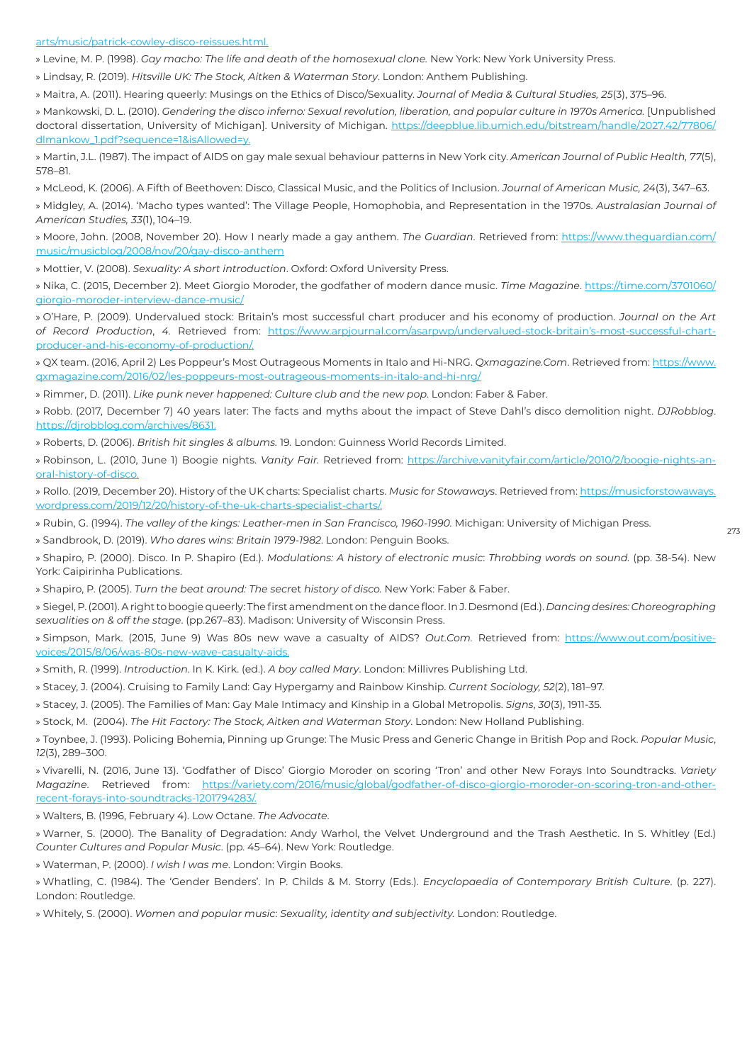arts/music/patrick-cowley-disco-reissues.html.

» Levine, M. P. (1998). *Gay macho: The life and death of the homosexual clone.* New York: New York University Press.

» Lindsay, R. (2019). *Hitsville UK: The Stock, Aitken & Waterman Story*. London: Anthem Publishing.

» Maitra, A. (2011). Hearing queerly: Musings on the Ethics of Disco/Sexuality. *Journal of Media & Cultural Studies, 25*(3), 375–96.

» Mankowski, D. L. (2010). *Gendering the disco inferno: Sexual revolution, liberation, and popular culture in 1970s America.* [Unpublished doctoral dissertation, University of Michigan]. University of Michigan. https://deepblue.lib.umich.edu/bitstream/handle/2027.42/77806/dlmankow_1.pdf?sequence=1&isAllowed=y.

» Martin, J.L. (1987). The impact of AIDS on gay male sexual behaviour patterns in New York city. *American Journal of Public Health, 77*(5), 578–81.

» McLeod, K. (2006). A Fifth of Beethoven: Disco, Classical Music, and the Politics of Inclusion. *Journal of American Music, 24*(3), 347–63.

» Midgley, A. (2014). 'Macho types wanted': The Village People, Homophobia, and Representation in the 1970s. *Australasian Journal of American Studies, 33*(1), 104–19.

» Moore, John. (2008, November 20). How I nearly made a gay anthem. *The Guardian*. Retrieved from: https://www.theguardian.com/music/musicblog/2008/nov/20/gay-disco-anthem

» Mottier, V. (2008). *Sexuality: A short introduction*. Oxford: Oxford University Press.

» Nika, C. (2015, December 2). Meet Giorgio Moroder, the godfather of modern dance music. *Time Magazine*. https://time.com/3701060/giorgio-moroder-interview-dance-music/

» O'Hare, P. (2009). Undervalued stock: Britain's most successful chart producer and his economy of production. *Journal on the Art of Record Production*, *4*. Retrieved from: https://www.arpjournal.com/asarpwp/undervalued-stock-britain's-most-successful-chart-producer-and-his-economy-of-production/.

» QX team. (2016, April 2) Les Poppeur's Most Outrageous Moments in Italo and Hi-NRG. *Qxmagazine.Com*. Retrieved from: https://www.qxmagazine.com/2016/02/les-poppeurs-most-outrageous-moments-in-italo-and-hi-nrg/

» Rimmer, D. (2011). *Like punk never happened: Culture club and the new pop*. London: Faber & Faber.

» Robb. (2017, December 7) 40 years later: The facts and myths about the impact of Steve Dahl's disco demolition night. *DJRobblog*. https://djrobblog.com/archives/8631.

» Roberts, D. (2006). *British hit singles & albums.* 19. London: Guinness World Records Limited.

» Robinson, L. (2010, June 1) Boogie nights. *Vanity Fair.* Retrieved from: https://archive.vanityfair.com/article/2010/2/boogie-nights-an-oral-history-of-disco.

» Rollo. (2019, December 20). History of the UK charts: Specialist charts. *Music for Stowaways*. Retrieved from: https://musicforstowaways.wordpress.com/2019/12/20/history-of-the-uk-charts-specialist-charts/.

» Rubin, G. (1994). *The valley of the kings: Leather-men in San Francisco, 1960-1990.* Michigan: University of Michigan Press.

» Sandbrook, D. (2019). *Who dares wins: Britain 1979-1982.* London: Penguin Books.

» Shapiro, P. (2000). Disco. In P. Shapiro (Ed.). *Modulations: A history of electronic music*: *Throbbing words on sound.* (pp. 38-54). New York: Caipirinha Publications.

» Shapiro, P. (2005). *Turn the beat around: The secret history of disco.* New York: Faber & Faber.

» Siegel, P. (2001). A right to boogie queerly: The first amendment on the dance floor. In J. Desmond (Ed.). *Dancing desires: Choreographing sexualities on & off the stage*. (pp.267–83). Madison: University of Wisconsin Press.

» Simpson, Mark. (2015, June 9) Was 80s new wave a casualty of AIDS? *Out.Com.* Retrieved from: https://www.out.com/positive-voices/2015/8/06/was-80s-new-wave-casualty-aids.

» Smith, R. (1999). *Introduction*. In K. Kirk. (ed.). *A boy called Mary*. London: Millivres Publishing Ltd.

» Stacey, J. (2004). Cruising to Family Land: Gay Hypergamy and Rainbow Kinship. *Current Sociology, 52*(2), 181–97.

» Stacey, J. (2005). The Families of Man: Gay Male Intimacy and Kinship in a Global Metropolis. *Signs*, *30*(3), 1911-35.

» Stock, M. (2004). *The Hit Factory: The Stock, Aitken and Waterman Story*. London: New Holland Publishing.

» Toynbee, J. (1993). Policing Bohemia, Pinning up Grunge: The Music Press and Generic Change in British Pop and Rock. *Popular Music*, *12*(3), 289–300.

» Vivarelli, N. (2016, June 13). 'Godfather of Disco' Giorgio Moroder on scoring 'Tron' and other New Forays Into Soundtracks. *Variety Magazine*. Retrieved from: https://variety.com/2016/music/global/godfather-of-disco-giorgio-moroder-on-scoring-tron-and-other-recent-forays-into-soundtracks-1201794283/.

» Walters, B. (1996, February 4). Low Octane. *The Advocate*.

» Warner, S. (2000). The Banality of Degradation: Andy Warhol, the Velvet Underground and the Trash Aesthetic. In S. Whitley (Ed.) *Counter Cultures and Popular Music*. (pp. 45–64). New York: Routledge.

» Waterman, P. (2000). *I wish I was me*. London: Virgin Books.

» Whatling, C. (1984). The 'Gender Benders'. In P. Childs & M. Storry (Eds.). *Encyclopaedia of Contemporary British Culture*. (p. 227). London: Routledge.

» Whitely, S. (2000). *Women and popular music*: *Sexuality, identity and subjectivity.* London: Routledge.